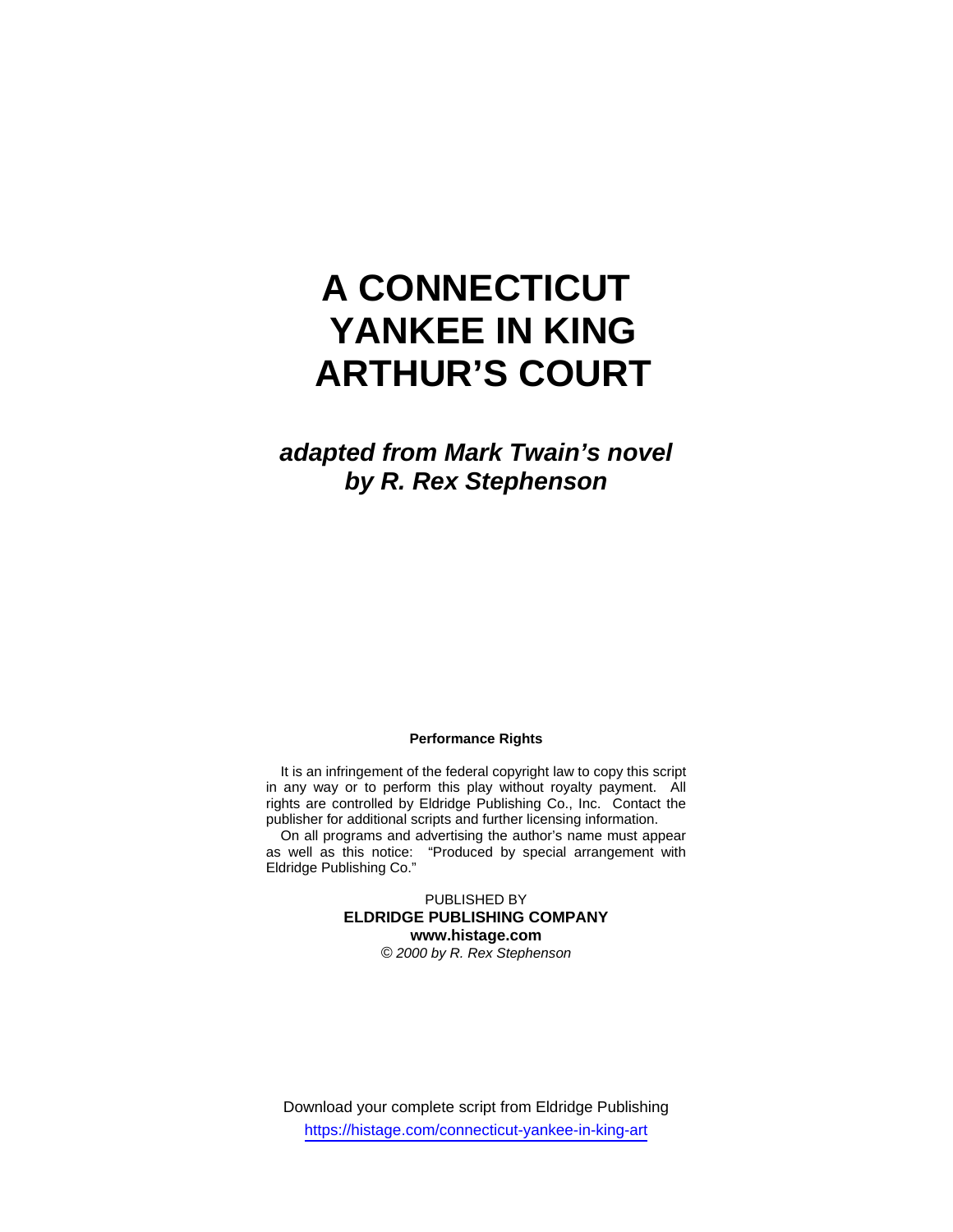# A CONNECTICUT YANKEE IN KING ARTHUR'S COURT

***adapted from Mark Twain's novel by R. Rex Stephenson***

**Performance Rights**

It is an infringement of the federal copyright law to copy this script in any way or to perform this play without royalty payment. All rights are controlled by Eldridge Publishing Co., Inc. Contact the publisher for additional scripts and further licensing information.

On all programs and advertising the author's name must appear as well as this notice: "Produced by special arrangement with Eldridge Publishing Co."

PUBLISHED BY
**ELDRIDGE PUBLISHING COMPANY**
**www.histage.com**
*© 2000 by R. Rex Stephenson*

Download your complete script from Eldridge Publishing
https://histage.com/connecticut-yankee-in-king-art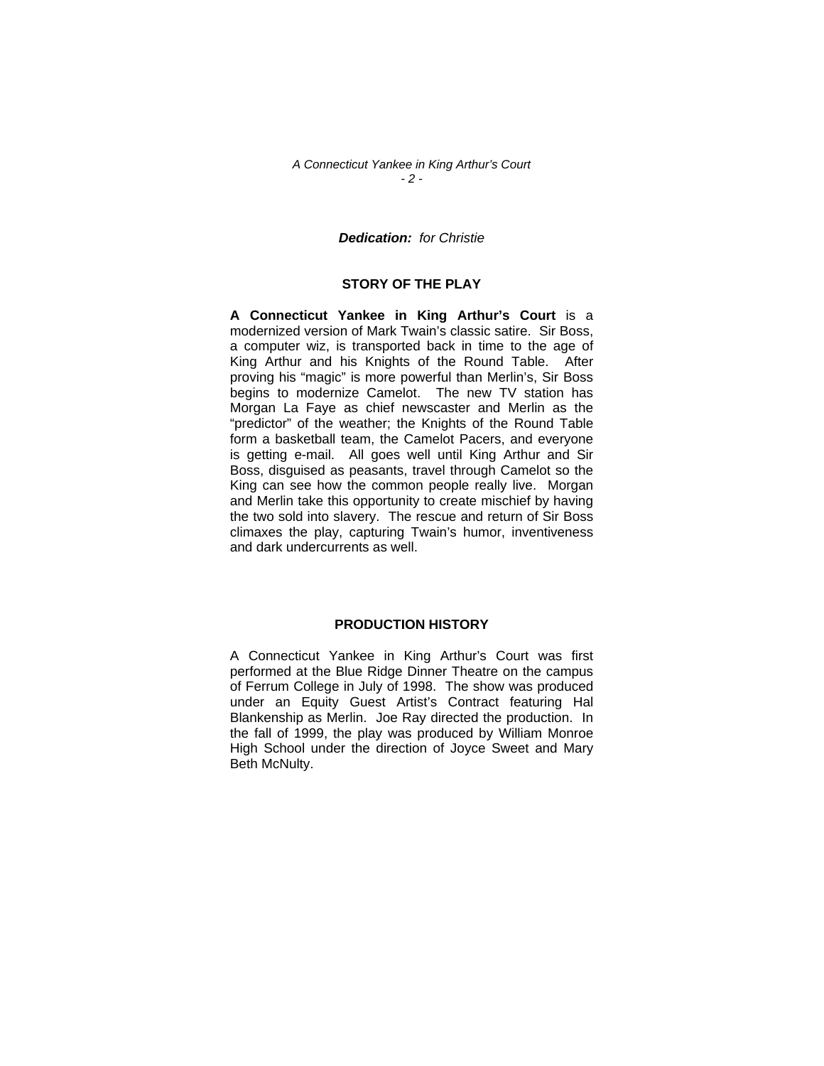***Dedication:*** *for Christie*

## STORY OF THE PLAY

**A Connecticut Yankee in King Arthur's Court** is a modernized version of Mark Twain's classic satire. Sir Boss, a computer wiz, is transported back in time to the age of King Arthur and his Knights of the Round Table. After proving his "magic" is more powerful than Merlin's, Sir Boss begins to modernize Camelot. The new TV station has Morgan La Faye as chief newscaster and Merlin as the "predictor" of the weather; the Knights of the Round Table form a basketball team, the Camelot Pacers, and everyone is getting e-mail. All goes well until King Arthur and Sir Boss, disguised as peasants, travel through Camelot so the King can see how the common people really live. Morgan and Merlin take this opportunity to create mischief by having the two sold into slavery. The rescue and return of Sir Boss climaxes the play, capturing Twain's humor, inventiveness and dark undercurrents as well.

## PRODUCTION HISTORY

A Connecticut Yankee in King Arthur's Court was first performed at the Blue Ridge Dinner Theatre on the campus of Ferrum College in July of 1998. The show was produced under an Equity Guest Artist's Contract featuring Hal Blankenship as Merlin. Joe Ray directed the production. In the fall of 1999, the play was produced by William Monroe High School under the direction of Joyce Sweet and Mary Beth McNulty.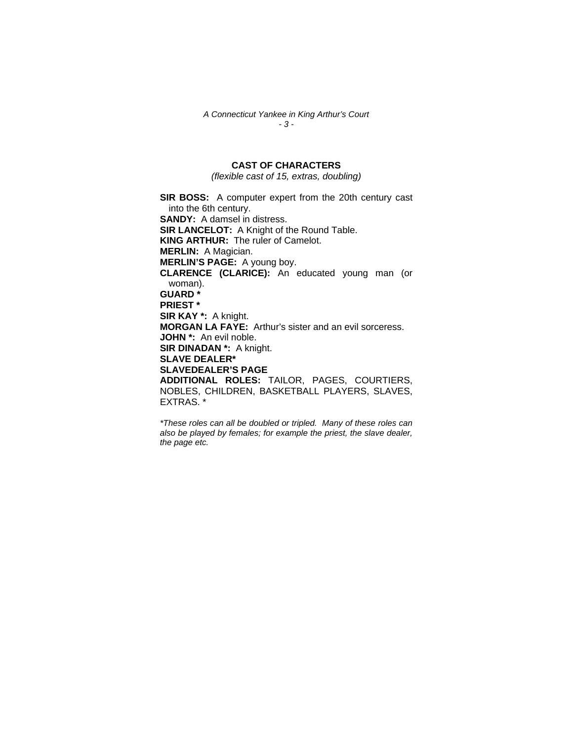## CAST OF CHARACTERS

*(flexible cast of 15, extras, doubling)*

**SIR BOSS:** A computer expert from the 20th century cast into the 6th century.
**SANDY:** A damsel in distress.
**SIR LANCELOT:** A Knight of the Round Table.
**KING ARTHUR:** The ruler of Camelot.
**MERLIN:** A Magician.
**MERLIN'S PAGE:** A young boy.
**CLARENCE (CLARICE):** An educated young man (or woman).
**GUARD \***
**PRIEST \***
**SIR KAY \*:** A knight.
**MORGAN LA FAYE:** Arthur's sister and an evil sorceress.
**JOHN \*:** An evil noble.
**SIR DINADAN \*:** A knight.
**SLAVE DEALER\***
**SLAVEDEALER'S PAGE**
**ADDITIONAL ROLES:** TAILOR, PAGES, COURTIERS, NOBLES, CHILDREN, BASKETBALL PLAYERS, SLAVES, EXTRAS. \*

*\*These roles can all be doubled or tripled. Many of these roles can also be played by females; for example the priest, the slave dealer, the page etc.*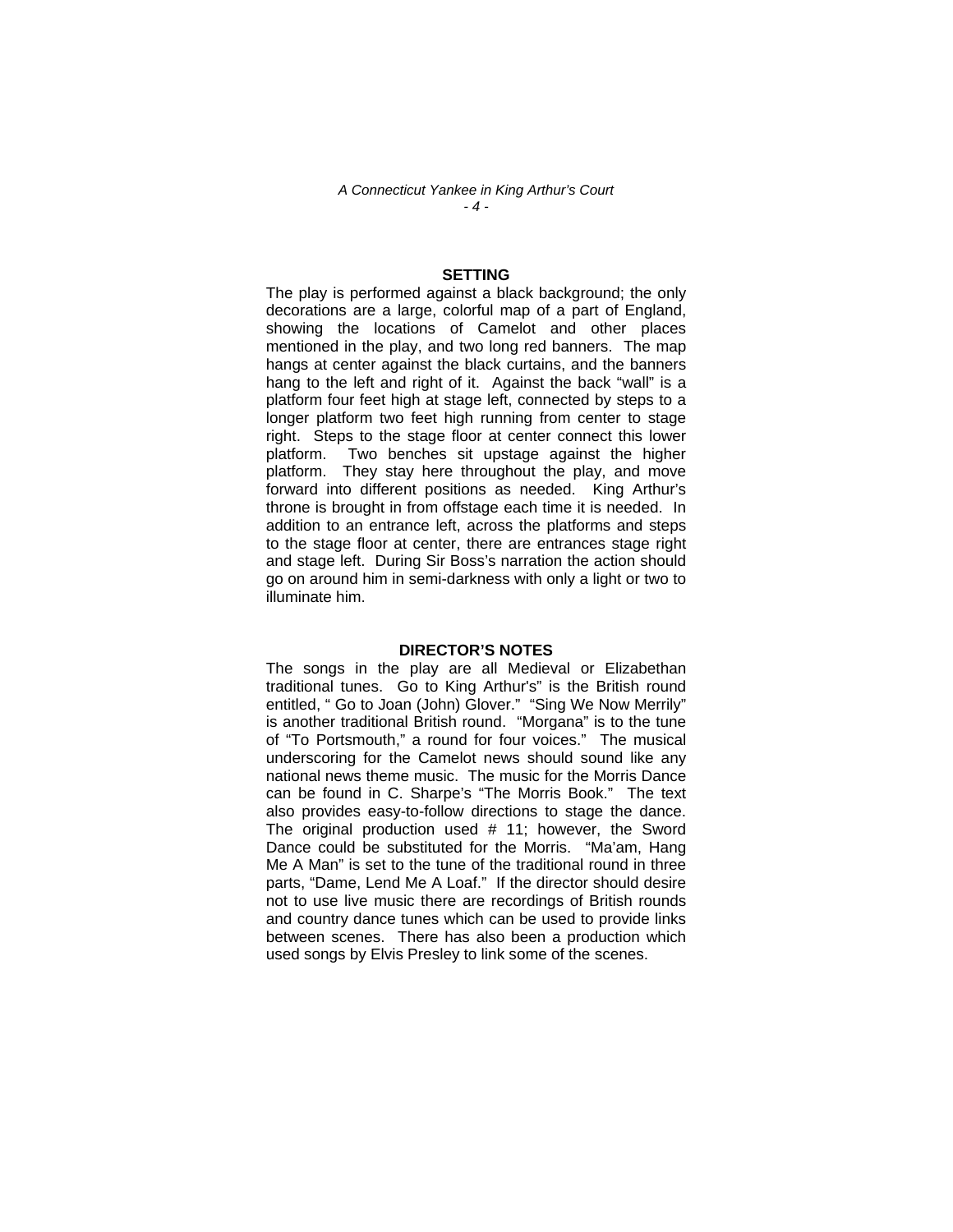## SETTING

The play is performed against a black background; the only decorations are a large, colorful map of a part of England, showing the locations of Camelot and other places mentioned in the play, and two long red banners. The map hangs at center against the black curtains, and the banners hang to the left and right of it. Against the back "wall" is a platform four feet high at stage left, connected by steps to a longer platform two feet high running from center to stage right. Steps to the stage floor at center connect this lower platform. Two benches sit upstage against the higher platform. They stay here throughout the play, and move forward into different positions as needed. King Arthur's throne is brought in from offstage each time it is needed. In addition to an entrance left, across the platforms and steps to the stage floor at center, there are entrances stage right and stage left. During Sir Boss's narration the action should go on around him in semi-darkness with only a light or two to illuminate him.

## DIRECTOR'S NOTES

The songs in the play are all Medieval or Elizabethan traditional tunes. Go to King Arthur's" is the British round entitled, " Go to Joan (John) Glover." "Sing We Now Merrily" is another traditional British round. "Morgana" is to the tune of "To Portsmouth," a round for four voices." The musical underscoring for the Camelot news should sound like any national news theme music. The music for the Morris Dance can be found in C. Sharpe's "The Morris Book." The text also provides easy-to-follow directions to stage the dance. The original production used # 11; however, the Sword Dance could be substituted for the Morris. "Ma'am, Hang Me A Man" is set to the tune of the traditional round in three parts, "Dame, Lend Me A Loaf." If the director should desire not to use live music there are recordings of British rounds and country dance tunes which can be used to provide links between scenes. There has also been a production which used songs by Elvis Presley to link some of the scenes.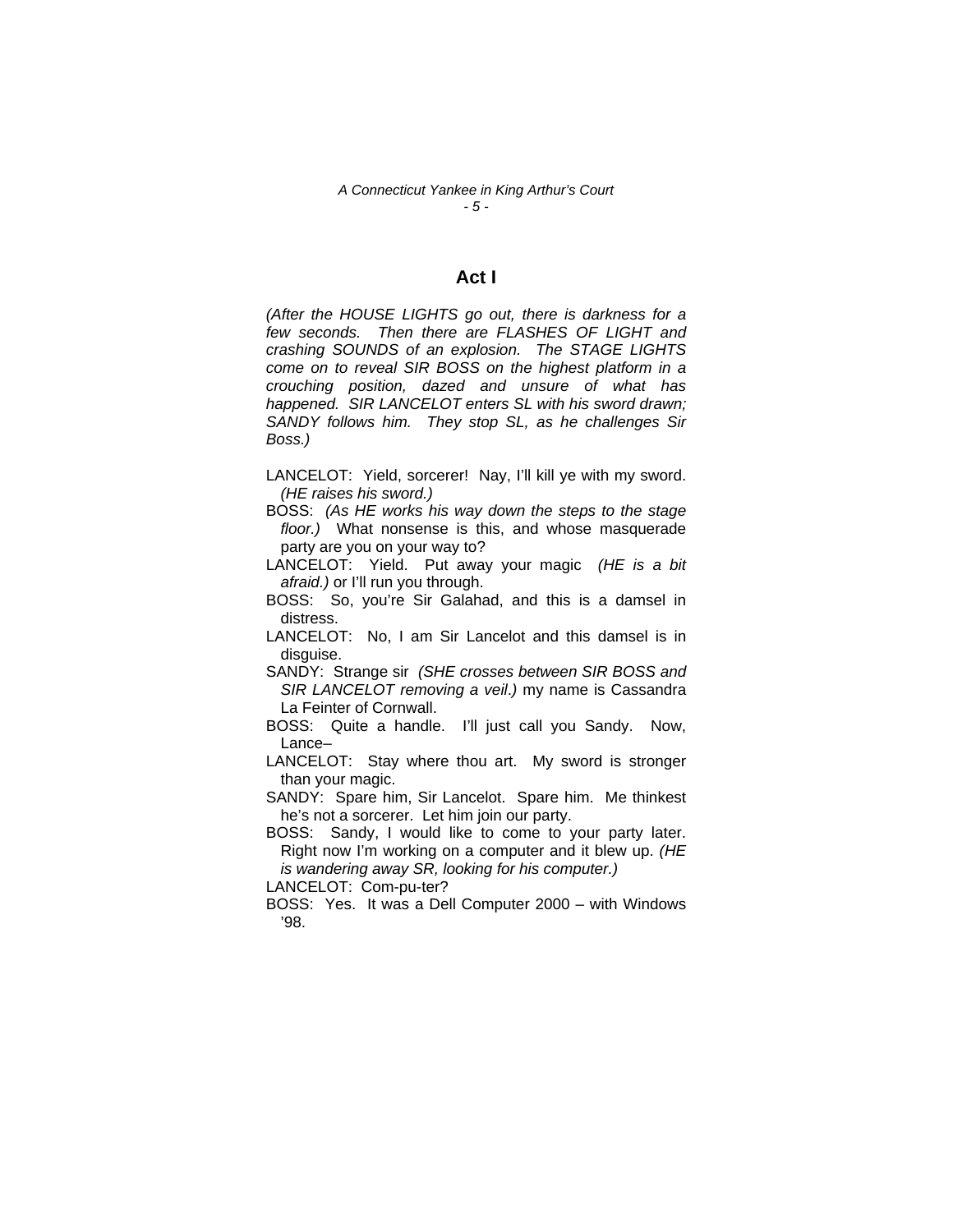## Act I

*(After the HOUSE LIGHTS go out, there is darkness for a few seconds. Then there are FLASHES OF LIGHT and crashing SOUNDS of an explosion. The STAGE LIGHTS come on to reveal SIR BOSS on the highest platform in a crouching position, dazed and unsure of what has happened. SIR LANCELOT enters SL with his sword drawn; SANDY follows him. They stop SL, as he challenges Sir Boss.)*

LANCELOT: Yield, sorcerer! Nay, I'll kill ye with my sword. *(HE raises his sword.)*

BOSS: *(As HE works his way down the steps to the stage floor.)* What nonsense is this, and whose masquerade party are you on your way to?

LANCELOT: Yield. Put away your magic *(HE is a bit afraid.)* or I'll run you through.

BOSS: So, you're Sir Galahad, and this is a damsel in distress.

LANCELOT: No, I am Sir Lancelot and this damsel is in disguise.

SANDY: Strange sir *(SHE crosses between SIR BOSS and SIR LANCELOT removing a veil.)* my name is Cassandra La Feinter of Cornwall.

BOSS: Quite a handle. I'll just call you Sandy. Now, Lance–

LANCELOT: Stay where thou art. My sword is stronger than your magic.

SANDY: Spare him, Sir Lancelot. Spare him. Me thinkest he's not a sorcerer. Let him join our party.

BOSS: Sandy, I would like to come to your party later. Right now I'm working on a computer and it blew up. *(HE is wandering away SR, looking for his computer.)*

LANCELOT: Com-pu-ter?

BOSS: Yes. It was a Dell Computer 2000 – with Windows '98.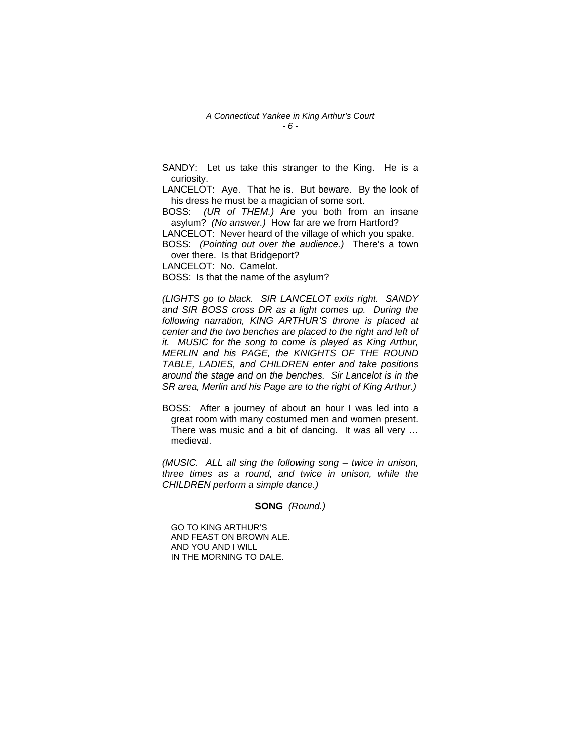SANDY: Let us take this stranger to the King. He is a curiosity.

LANCELOT: Aye. That he is. But beware. By the look of his dress he must be a magician of some sort.

BOSS: *(UR of THEM.)* Are you both from an insane asylum? *(No answer.)* How far are we from Hartford?

LANCELOT: Never heard of the village of which you spake.

BOSS: *(Pointing out over the audience.)* There's a town over there. Is that Bridgeport?

LANCELOT: No. Camelot.

BOSS: Is that the name of the asylum?

*(LIGHTS go to black. SIR LANCELOT exits right. SANDY and SIR BOSS cross DR as a light comes up. During the following narration, KING ARTHUR'S throne is placed at center and the two benches are placed to the right and left of it. MUSIC for the song to come is played as King Arthur, MERLIN and his PAGE, the KNIGHTS OF THE ROUND TABLE, LADIES, and CHILDREN enter and take positions around the stage and on the benches. Sir Lancelot is in the SR area, Merlin and his Page are to the right of King Arthur.)*

BOSS: After a journey of about an hour I was led into a great room with many costumed men and women present. There was music and a bit of dancing. It was all very … medieval.

*(MUSIC. ALL all sing the following song – twice in unison, three times as a round, and twice in unison, while the CHILDREN perform a simple dance.)*

**SONG** *(Round.)*

GO TO KING ARTHUR'S
AND FEAST ON BROWN ALE.
AND YOU AND I WILL
IN THE MORNING TO DALE.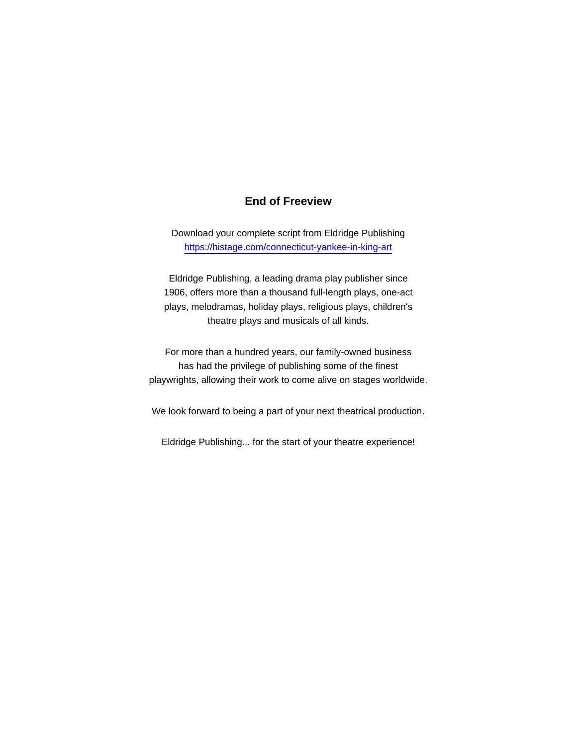## End of Freeview

Download your complete script from Eldridge Publishing
https://histage.com/connecticut-yankee-in-king-art

Eldridge Publishing, a leading drama play publisher since 1906, offers more than a thousand full-length plays, one-act plays, melodramas, holiday plays, religious plays, children's theatre plays and musicals of all kinds.

For more than a hundred years, our family-owned business has had the privilege of publishing some of the finest playwrights, allowing their work to come alive on stages worldwide.

We look forward to being a part of your next theatrical production.

Eldridge Publishing... for the start of your theatre experience!